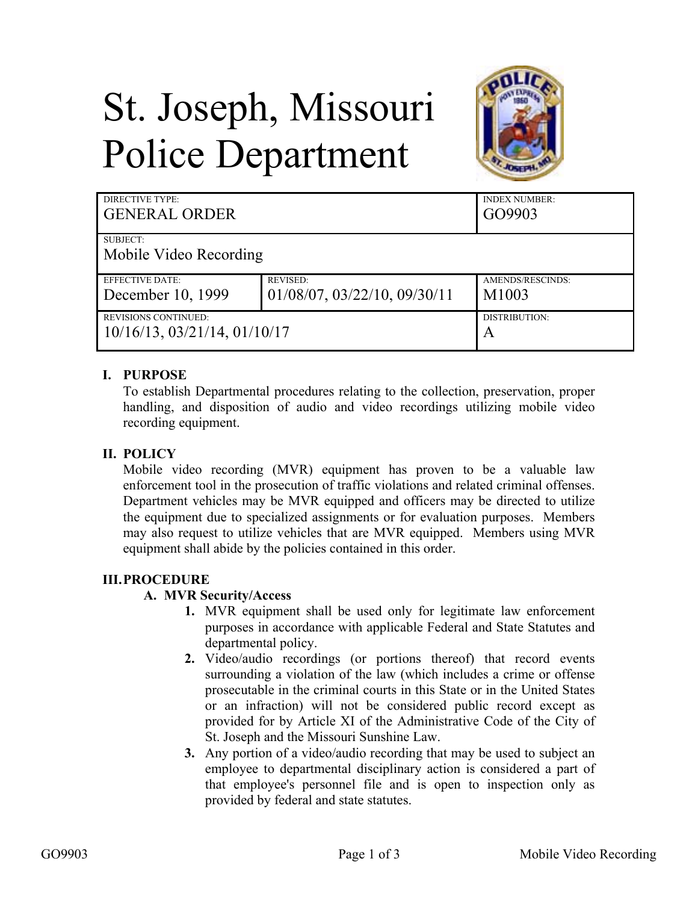# St. Joseph, Missouri Police Department

| DIRECTIVE TYPE: GENERAL ORDER | | INDEX NUMBER: GO9903 |
|---|---|---|
| SUBJECT: Mobile Video Recording | | |
| EFFECTIVE DATE: December 10, 1999 | REVISED: 01/08/07, 03/22/10, 09/30/11 | AMENDS/RESCINDS: M1003 |
| REVISIONS CONTINUED: 10/16/13, 03/21/14, 01/10/17 | | DISTRIBUTION: A |

## I. PURPOSE

To establish Departmental procedures relating to the collection, preservation, proper handling, and disposition of audio and video recordings utilizing mobile video recording equipment.

## II. POLICY

Mobile video recording (MVR) equipment has proven to be a valuable law enforcement tool in the prosecution of traffic violations and related criminal offenses. Department vehicles may be MVR equipped and officers may be directed to utilize the equipment due to specialized assignments or for evaluation purposes. Members may also request to utilize vehicles that are MVR equipped. Members using MVR equipment shall abide by the policies contained in this order.

## III. PROCEDURE

### A. MVR Security/Access

1. MVR equipment shall be used only for legitimate law enforcement purposes in accordance with applicable Federal and State Statutes and departmental policy.
2. Video/audio recordings (or portions thereof) that record events surrounding a violation of the law (which includes a crime or offense prosecutable in the criminal courts in this State or in the United States or an infraction) will not be considered public record except as provided for by Article XI of the Administrative Code of the City of St. Joseph and the Missouri Sunshine Law.
3. Any portion of a video/audio recording that may be used to subject an employee to departmental disciplinary action is considered a part of that employee's personnel file and is open to inspection only as provided by federal and state statutes.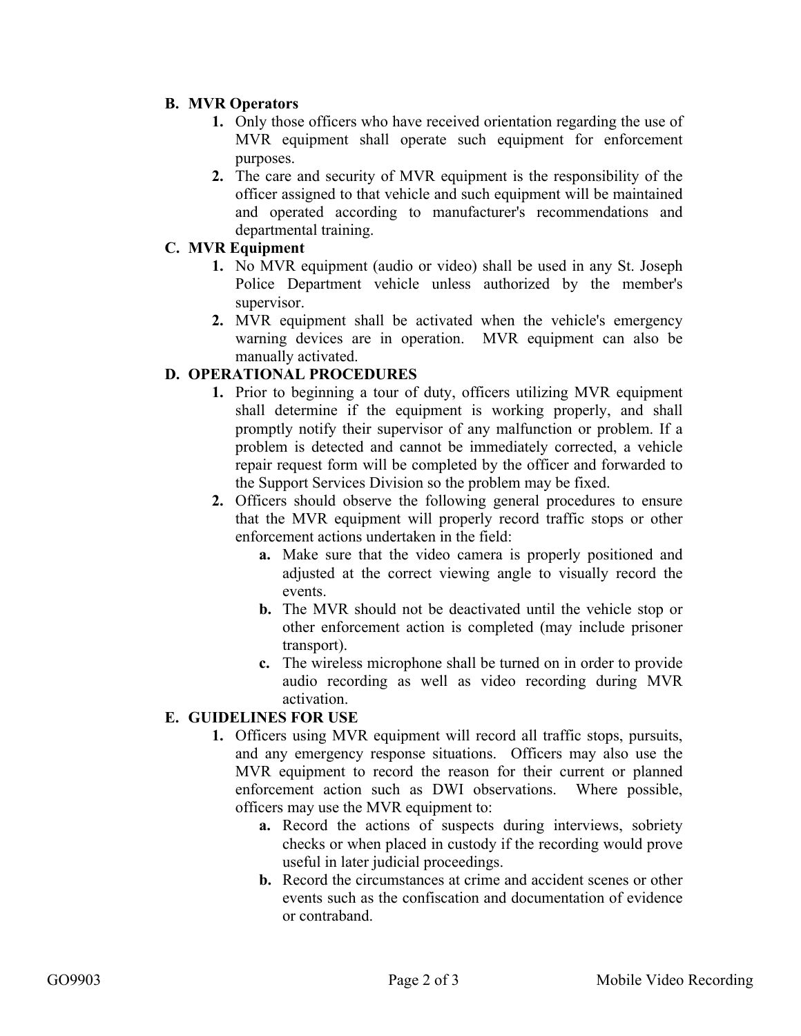**B. MVR Operators**

1. Only those officers who have received orientation regarding the use of MVR equipment shall operate such equipment for enforcement purposes.
2. The care and security of MVR equipment is the responsibility of the officer assigned to that vehicle and such equipment will be maintained and operated according to manufacturer's recommendations and departmental training.

**C. MVR Equipment**

1. No MVR equipment (audio or video) shall be used in any St. Joseph Police Department vehicle unless authorized by the member's supervisor.
2. MVR equipment shall be activated when the vehicle's emergency warning devices are in operation. MVR equipment can also be manually activated.

**D. OPERATIONAL PROCEDURES**

1. Prior to beginning a tour of duty, officers utilizing MVR equipment shall determine if the equipment is working properly, and shall promptly notify their supervisor of any malfunction or problem. If a problem is detected and cannot be immediately corrected, a vehicle repair request form will be completed by the officer and forwarded to the Support Services Division so the problem may be fixed.
2. Officers should observe the following general procedures to ensure that the MVR equipment will properly record traffic stops or other enforcement actions undertaken in the field:
   - **a.** Make sure that the video camera is properly positioned and adjusted at the correct viewing angle to visually record the events.
   - **b.** The MVR should not be deactivated until the vehicle stop or other enforcement action is completed (may include prisoner transport).
   - **c.** The wireless microphone shall be turned on in order to provide audio recording as well as video recording during MVR activation.

**E. GUIDELINES FOR USE**

1. Officers using MVR equipment will record all traffic stops, pursuits, and any emergency response situations. Officers may also use the MVR equipment to record the reason for their current or planned enforcement action such as DWI observations. Where possible, officers may use the MVR equipment to:
   - **a.** Record the actions of suspects during interviews, sobriety checks or when placed in custody if the recording would prove useful in later judicial proceedings.
   - **b.** Record the circumstances at crime and accident scenes or other events such as the confiscation and documentation of evidence or contraband.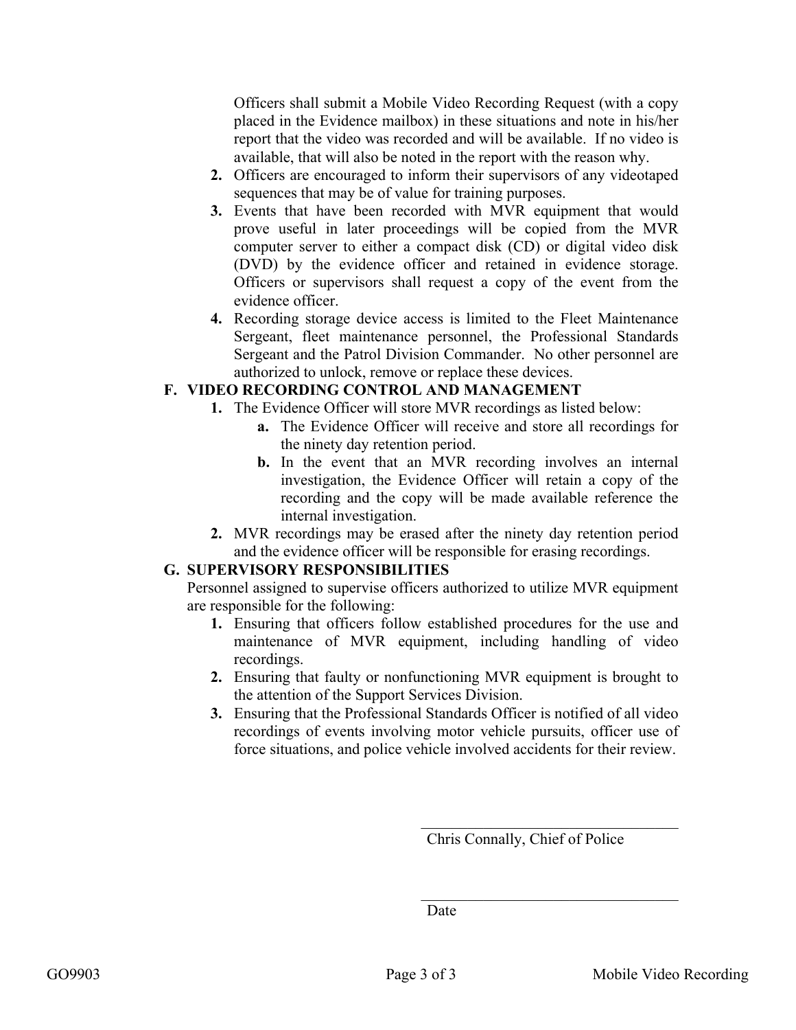Officers shall submit a Mobile Video Recording Request (with a copy placed in the Evidence mailbox) in these situations and note in his/her report that the video was recorded and will be available. If no video is available, that will also be noted in the report with the reason why.

2. Officers are encouraged to inform their supervisors of any videotaped sequences that may be of value for training purposes.
3. Events that have been recorded with MVR equipment that would prove useful in later proceedings will be copied from the MVR computer server to either a compact disk (CD) or digital video disk (DVD) by the evidence officer and retained in evidence storage. Officers or supervisors shall request a copy of the event from the evidence officer.
4. Recording storage device access is limited to the Fleet Maintenance Sergeant, fleet maintenance personnel, the Professional Standards Sergeant and the Patrol Division Commander. No other personnel are authorized to unlock, remove or replace these devices.

**F. VIDEO RECORDING CONTROL AND MANAGEMENT**

1. The Evidence Officer will store MVR recordings as listed below:
   a. The Evidence Officer will receive and store all recordings for the ninety day retention period.
   b. In the event that an MVR recording involves an internal investigation, the Evidence Officer will retain a copy of the recording and the copy will be made available reference the internal investigation.
2. MVR recordings may be erased after the ninety day retention period and the evidence officer will be responsible for erasing recordings.

**G. SUPERVISORY RESPONSIBILITIES**

Personnel assigned to supervise officers authorized to utilize MVR equipment are responsible for the following:

1. Ensuring that officers follow established procedures for the use and maintenance of MVR equipment, including handling of video recordings.
2. Ensuring that faulty or nonfunctioning MVR equipment is brought to the attention of the Support Services Division.
3. Ensuring that the Professional Standards Officer is notified of all video recordings of events involving motor vehicle pursuits, officer use of force situations, and police vehicle involved accidents for their review.

\_\_\_\_\_\_\_\_\_\_\_\_\_\_\_\_\_\_\_\_\_\_\_\_\_\_\_\_\_\_\_\_\_\_

Chris Connally, Chief of Police

\_\_\_\_\_\_\_\_\_\_\_\_\_\_\_\_\_\_\_\_\_\_\_\_\_\_\_\_\_\_\_\_\_\_

Date